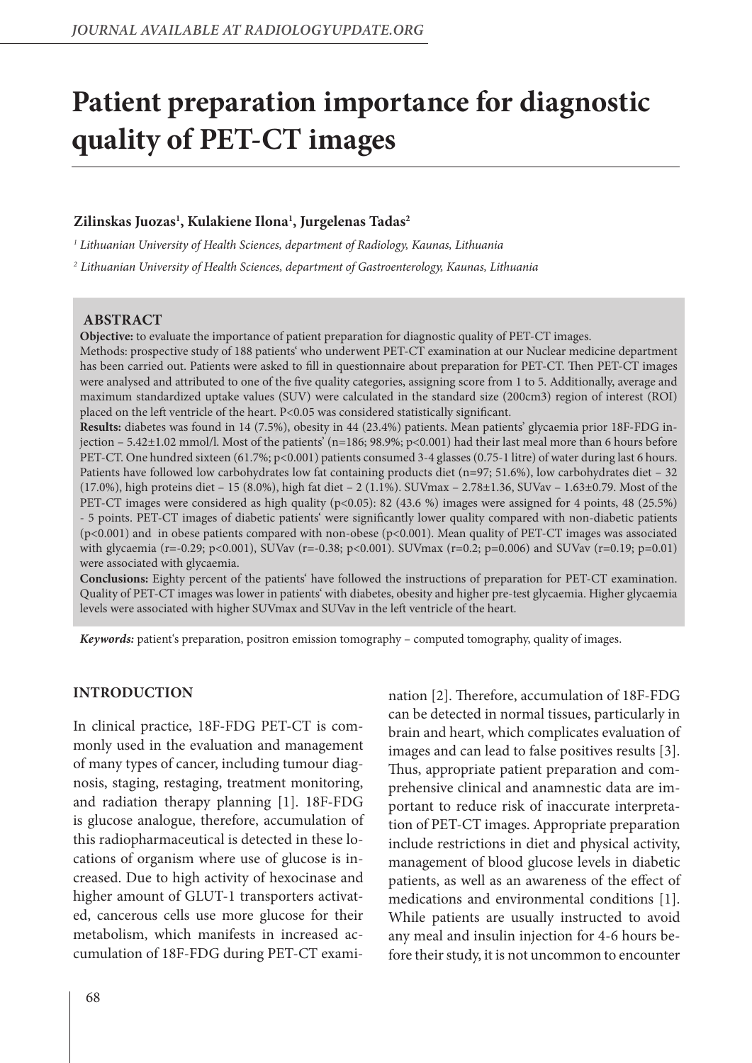# Patient preparation importance for diagnostic quality of PET-CT images

**Zilinskas Juozas[1], Kulakiene Ilona[1], Jurgelenas Tadas[2]**

*[1] Lithuanian University of Health Sciences, department of Radiology, Kaunas, Lithuania*

*[2] Lithuanian University of Health Sciences, department of Gastroenterology, Kaunas, Lithuania*

## ABSTRACT

**Objective:** to evaluate the importance of patient preparation for diagnostic quality of PET-CT images.

Methods: prospective study of 188 patients‘ who underwent PET-CT examination at our Nuclear medicine department has been carried out. Patients were asked to fill in questionnaire about preparation for PET-CT. Then PET-CT images were analysed and attributed to one of the five quality categories, assigning score from 1 to 5. Additionally, average and maximum standardized uptake values (SUV) were calculated in the standard size (200cm3) region of interest (ROI) placed on the left ventricle of the heart. P<0.05 was considered statistically significant.

**Results:** diabetes was found in 14 (7.5%), obesity in 44 (23.4%) patients. Mean patients' glycaemia prior 18F-FDG injection – 5.42±1.02 mmol/l. Most of the patients' (n=186; 98.9%; p<0.001) had their last meal more than 6 hours before PET-CT. One hundred sixteen (61.7%; p<0.001) patients consumed 3-4 glasses (0.75-1 litre) of water during last 6 hours. Patients have followed low carbohydrates low fat containing products diet (n=97; 51.6%), low carbohydrates diet – 32 (17.0%), high proteins diet – 15 (8.0%), high fat diet – 2 (1.1%). SUVmax – 2.78±1.36, SUVav – 1.63±0.79. Most of the PET-CT images were considered as high quality (p<0.05): 82 (43.6 %) images were assigned for 4 points, 48 (25.5%) - 5 points. PET-CT images of diabetic patients‘ were significantly lower quality compared with non-diabetic patients (p<0.001) and in obese patients compared with non-obese (p<0.001). Mean quality of PET-CT images was associated with glycaemia (r=-0.29; p<0.001), SUVav (r=-0.38; p<0.001). SUVmax (r=0.2; p=0.006) and SUVav (r=0.19; p=0.01) were associated with glycaemia.

**Conclusions:** Eighty percent of the patients‘ have followed the instructions of preparation for PET-CT examination. Quality of PET-CT images was lower in patients‘ with diabetes, obesity and higher pre-test glycaemia. Higher glycaemia levels were associated with higher SUVmax and SUVav in the left ventricle of the heart.

***Keywords:*** patient‘s preparation, positron emission tomography – computed tomography, quality of images.

## INTRODUCTION

In clinical practice, 18F-FDG PET-CT is commonly used in the evaluation and management of many types of cancer, including tumour diagnosis, staging, restaging, treatment monitoring, and radiation therapy planning [1]. 18F-FDG is glucose analogue, therefore, accumulation of this radiopharmaceutical is detected in these locations of organism where use of glucose is increased. Due to high activity of hexocinase and higher amount of GLUT-1 transporters activated, cancerous cells use more glucose for their metabolism, which manifests in increased accumulation of 18F-FDG during PET-CT examination [2]. Therefore, accumulation of 18F-FDG can be detected in normal tissues, particularly in brain and heart, which complicates evaluation of images and can lead to false positives results [3]. Thus, appropriate patient preparation and comprehensive clinical and anamnestic data are important to reduce risk of inaccurate interpretation of PET-CT images. Appropriate preparation include restrictions in diet and physical activity, management of blood glucose levels in diabetic patients, as well as an awareness of the effect of medications and environmental conditions [1]. While patients are usually instructed to avoid any meal and insulin injection for 4-6 hours before their study, it is not uncommon to encounter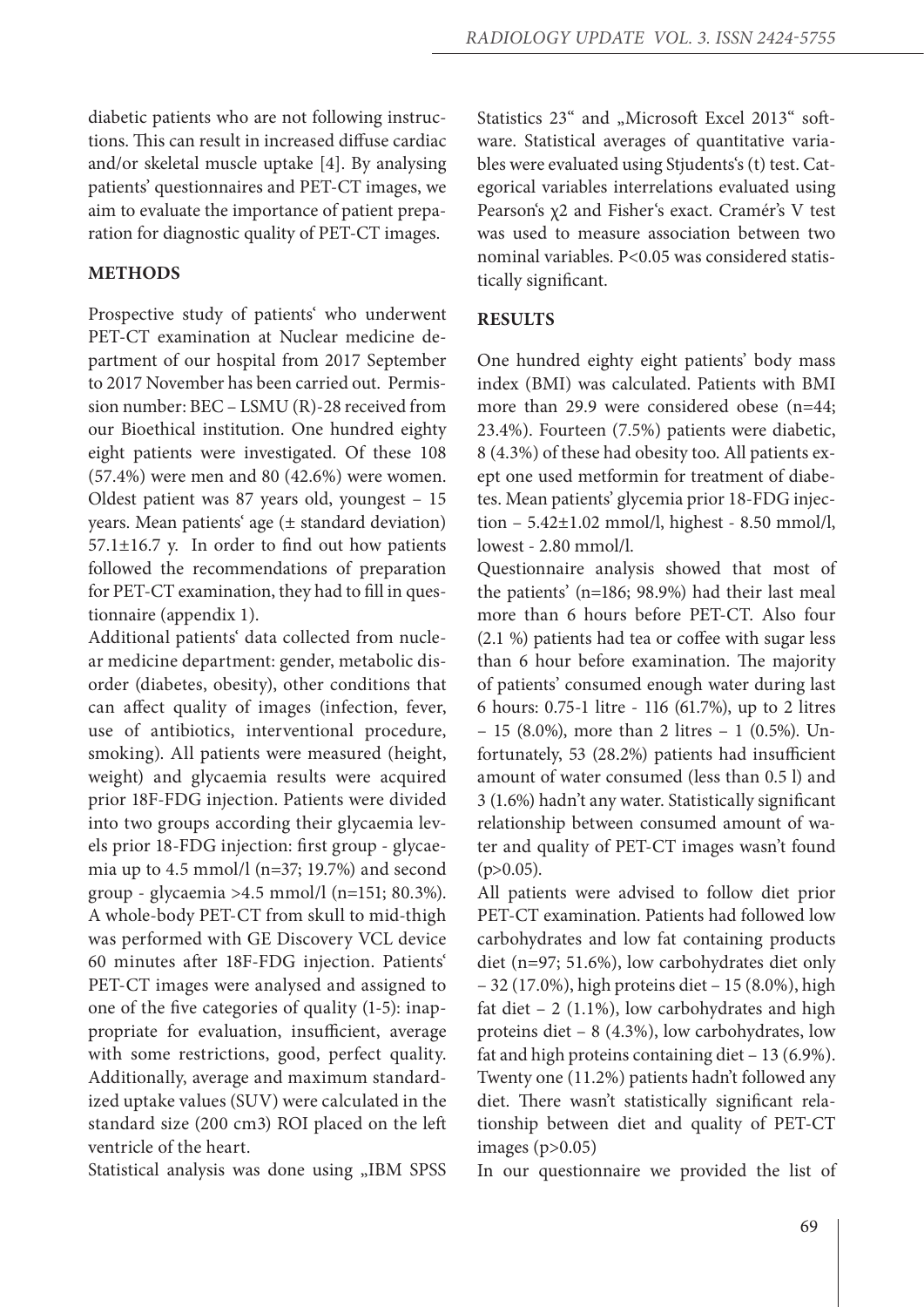diabetic patients who are not following instructions. This can result in increased diffuse cardiac and/or skeletal muscle uptake [4]. By analysing patients' questionnaires and PET-CT images, we aim to evaluate the importance of patient preparation for diagnostic quality of PET-CT images.

## METHODS

Prospective study of patients' who underwent PET-CT examination at Nuclear medicine department of our hospital from 2017 September to 2017 November has been carried out. Permission number: BEC – LSMU (R)-28 received from our Bioethical institution. One hundred eighty eight patients were investigated. Of these 108 (57.4%) were men and 80 (42.6%) were women. Oldest patient was 87 years old, youngest – 15 years. Mean patients' age (± standard deviation) 57.1±16.7 y. In order to find out how patients followed the recommendations of preparation for PET-CT examination, they had to fill in questionnaire (appendix 1).

Additional patients' data collected from nuclear medicine department: gender, metabolic disorder (diabetes, obesity), other conditions that can affect quality of images (infection, fever, use of antibiotics, interventional procedure, smoking). All patients were measured (height, weight) and glycaemia results were acquired prior 18F-FDG injection. Patients were divided into two groups according their glycaemia levels prior 18-FDG injection: first group - glycaemia up to 4.5 mmol/l (n=37; 19.7%) and second group - glycaemia >4.5 mmol/l (n=151; 80.3%). A whole-body PET-CT from skull to mid-thigh was performed with GE Discovery VCL device 60 minutes after 18F-FDG injection. Patients' PET-CT images were analysed and assigned to one of the five categories of quality (1-5): inappropriate for evaluation, insufficient, average with some restrictions, good, perfect quality. Additionally, average and maximum standardized uptake values (SUV) were calculated in the standard size (200 cm3) ROI placed on the left ventricle of the heart.

Statistical analysis was done using „IBM SPSS Statistics 23" and „Microsoft Excel 2013" software. Statistical averages of quantitative variables were evaluated using Stjudents's (t) test. Categorical variables interrelations evaluated using Pearson's $\chi 2$ and Fisher's exact. Cramér's V test was used to measure association between two nominal variables. P<0.05 was considered statistically significant.

## RESULTS

One hundred eighty eight patients' body mass index (BMI) was calculated. Patients with BMI more than 29.9 were considered obese (n=44; 23.4%). Fourteen (7.5%) patients were diabetic, 8 (4.3%) of these had obesity too. All patients exept one used metformin for treatment of diabetes. Mean patients' glycemia prior 18-FDG injection – 5.42±1.02 mmol/l, highest - 8.50 mmol/l, lowest - 2.80 mmol/l.

Questionnaire analysis showed that most of the patients' (n=186; 98.9%) had their last meal more than 6 hours before PET-CT. Also four (2.1 %) patients had tea or coffee with sugar less than 6 hour before examination. The majority of patients' consumed enough water during last 6 hours: 0.75-1 litre - 116 (61.7%), up to 2 litres – 15 (8.0%), more than 2 litres – 1 (0.5%). Unfortunately, 53 (28.2%) patients had insufficient amount of water consumed (less than 0.5 l) and 3 (1.6%) hadn't any water. Statistically significant relationship between consumed amount of water and quality of PET-CT images wasn't found (p>0.05).

All patients were advised to follow diet prior PET-CT examination. Patients had followed low carbohydrates and low fat containing products diet (n=97; 51.6%), low carbohydrates diet only – 32 (17.0%), high proteins diet – 15 (8.0%), high fat diet – 2 (1.1%), low carbohydrates and high proteins diet – 8 (4.3%), low carbohydrates, low fat and high proteins containing diet – 13 (6.9%). Twenty one (11.2%) patients hadn't followed any diet. There wasn't statistically significant relationship between diet and quality of PET-CT images (p>0.05)

In our questionnaire we provided the list of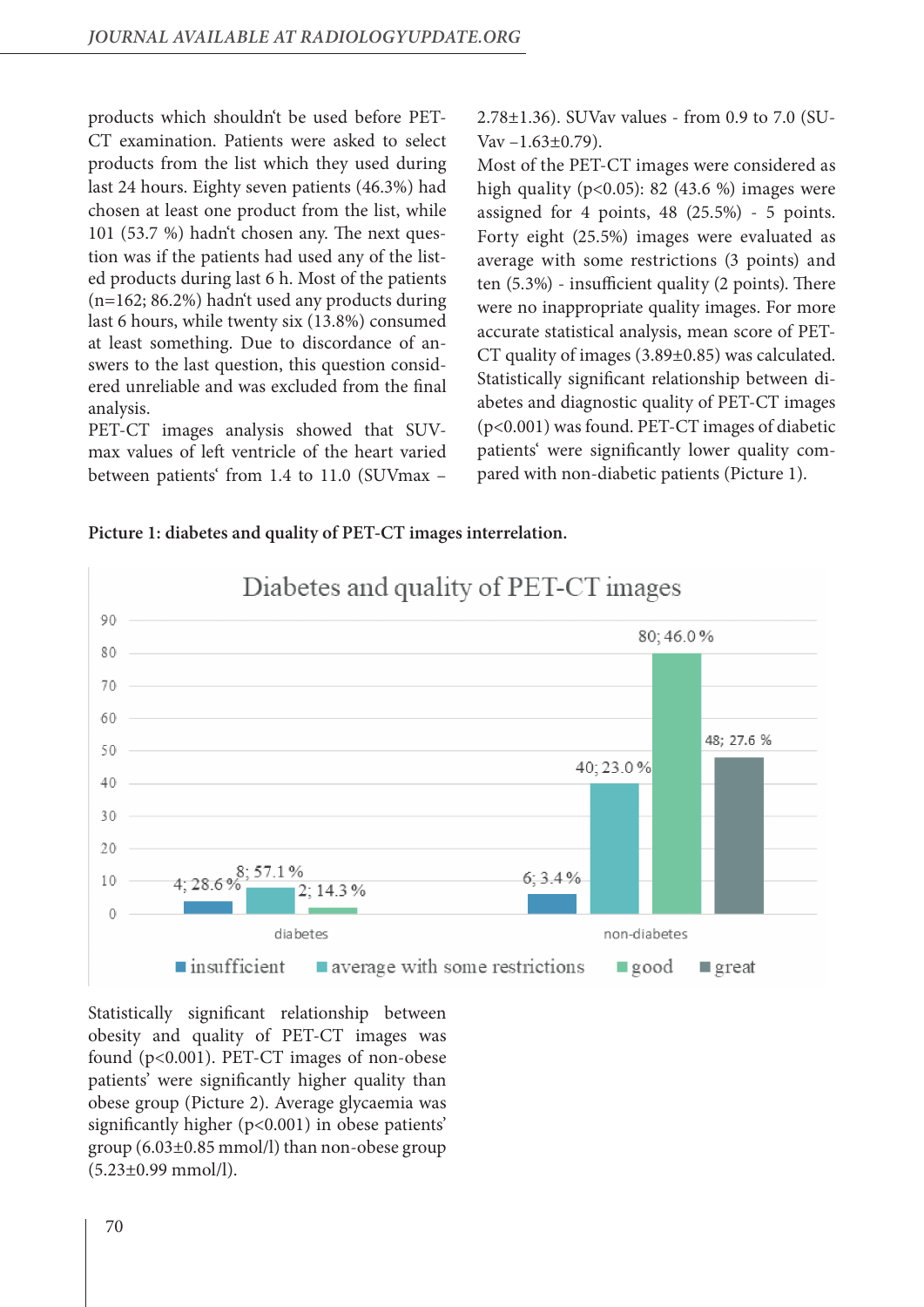products which shouldn't be used before PET-CT examination. Patients were asked to select products from the list which they used during last 24 hours. Eighty seven patients (46.3%) had chosen at least one product from the list, while 101 (53.7 %) hadn't chosen any. The next question was if the patients had used any of the listed products during last 6 h. Most of the patients (n=162; 86.2%) hadn't used any products during last 6 hours, while twenty six (13.8%) consumed at least something. Due to discordance of answers to the last question, this question considered unreliable and was excluded from the final analysis.

PET-CT images analysis showed that SUVmax values of left ventricle of the heart varied between patients' from 1.4 to 11.0 (SUVmax – 2.78±1.36). SUVav values - from 0.9 to 7.0 (SUVav –1.63±0.79).

Most of the PET-CT images were considered as high quality ($p<0.05$): 82 (43.6 %) images were assigned for 4 points, 48 (25.5%) - 5 points. Forty eight (25.5%) images were evaluated as average with some restrictions (3 points) and ten (5.3%) - insufficient quality (2 points). There were no inappropriate quality images. For more accurate statistical analysis, mean score of PET-CT quality of images (3.89±0.85) was calculated. Statistically significant relationship between diabetes and diagnostic quality of PET-CT images ($p<0.001$) was found. PET-CT images of diabetic patients' were significantly lower quality compared with non-diabetic patients (Picture 1).

**Picture 1: diabetes and quality of PET-CT images interrelation.**

Diabetes and quality of PET-CT images

| | insufficient | average with some restrictions | good | great |
|---|---|---|---|---|
| diabetes | 4; 28.6 % | 8; 57.1 % | 2; 14.3 % | |
| non-diabetes | 6; 3.4 % | 40; 23.0 % | 80; 46.0 % | 48; 27.6 % |

Statistically significant relationship between obesity and quality of PET-CT images was found ($p<0.001$). PET-CT images of non-obese patients' were significantly higher quality than obese group (Picture 2). Average glycaemia was significantly higher ($p<0.001$) in obese patients' group (6.03±0.85 mmol/l) than non-obese group (5.23±0.99 mmol/l).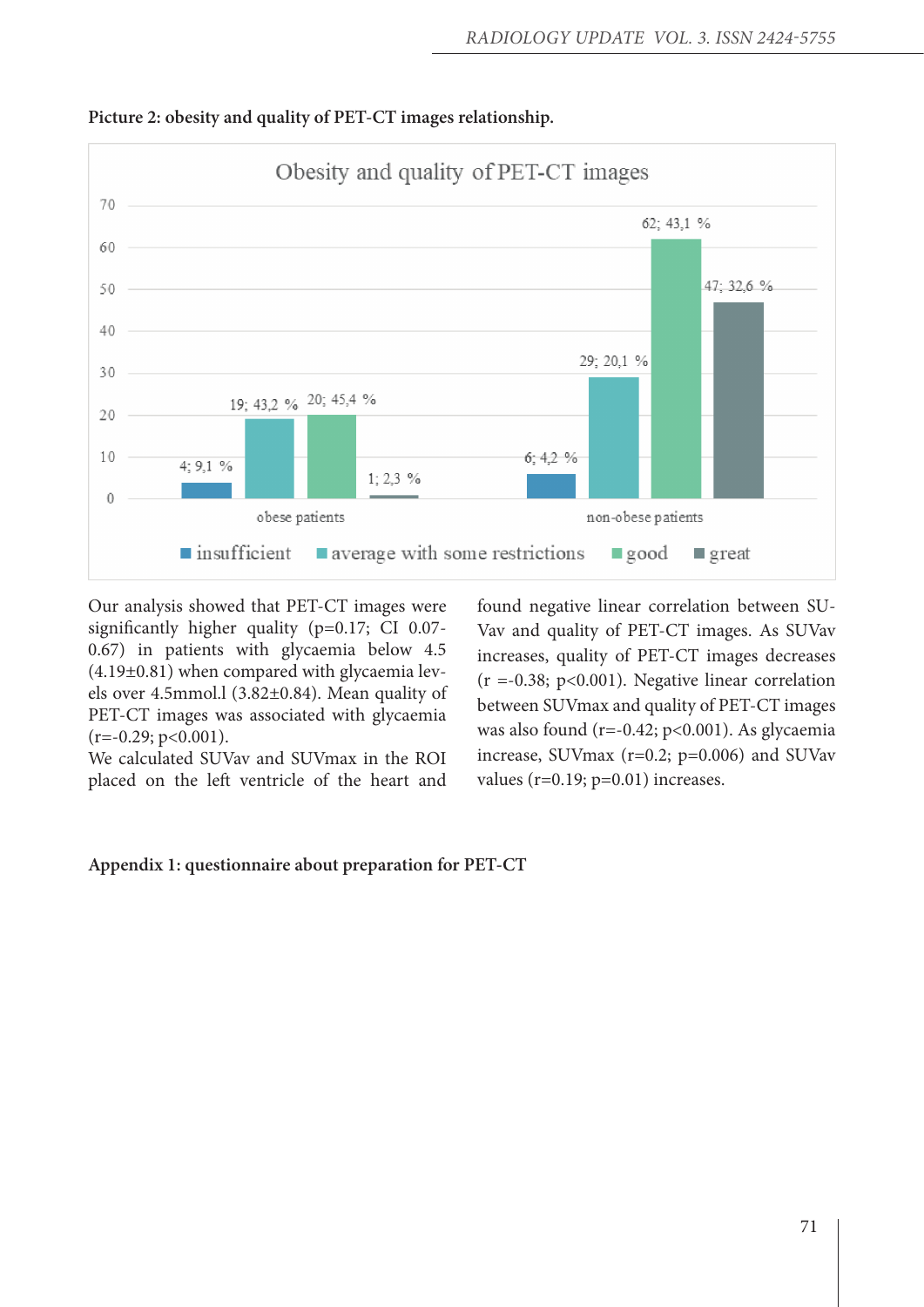**Picture 2: obesity and quality of PET-CT images relationship.**

| | insufficient | average with some restrictions | good | great |
|---|---|---|---|---|
| obese patients | 4; 9,1 % | 19; 43,2 % | 20; 45,4 % | 1; 2,3 % |
| non-obese patients | 6; 4,2 % | 29; 20,1 % | 62; 43,1 % | 47; 32,6 % |

Our analysis showed that PET-CT images were significantly higher quality ($p=0.17$; CI 0.07-0.67) in patients with glycaemia below 4.5 (4.19±0.81) when compared with glycaemia levels over 4.5mmol.l (3.82±0.84). Mean quality of PET-CT images was associated with glycaemia ($r=-0.29$; $p<0.001$).

We calculated SUVav and SUVmax in the ROI placed on the left ventricle of the heart and found negative linear correlation between SUVav and quality of PET-CT images. As SUVav increases, quality of PET-CT images decreases ($r=-0.38$; $p<0.001$). Negative linear correlation between SUVmax and quality of PET-CT images was also found ($r=-0.42$; $p<0.001$). As glycaemia increase, SUVmax ($r=0.2$; $p=0.006$) and SUVav values ($r=0.19$; $p=0.01$) increases.

**Appendix 1: questionnaire about preparation for PET-CT**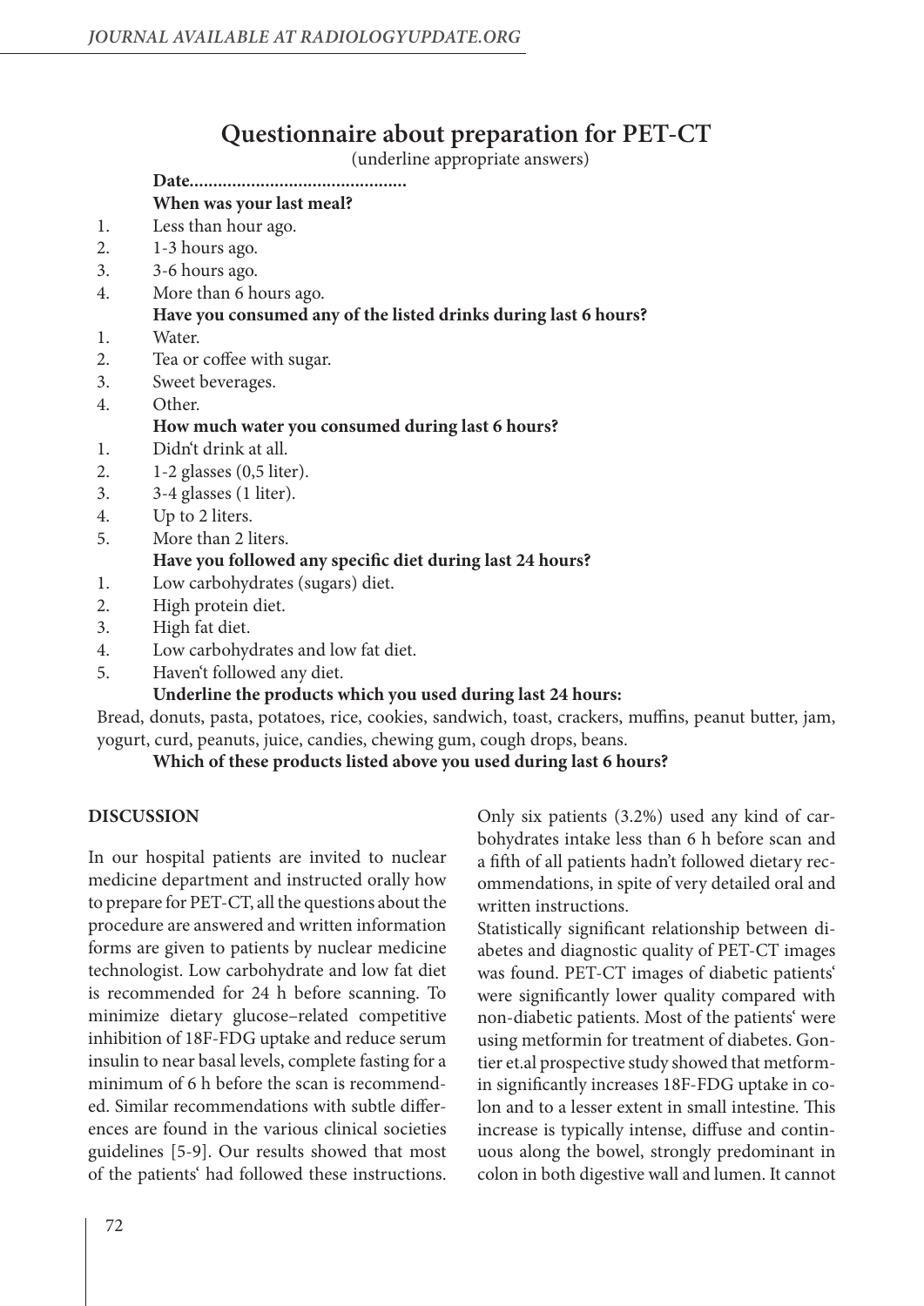## Questionnaire about preparation for PET-CT

(underline appropriate answers)

**Date..............................................**

**When was your last meal?**

1. Less than hour ago.
2. 1-3 hours ago.
3. 3-6 hours ago.
4. More than 6 hours ago.

**Have you consumed any of the listed drinks during last 6 hours?**

1. Water.
2. Tea or coffee with sugar.
3. Sweet beverages.
4. Other.

**How much water you consumed during last 6 hours?**

1. Didn't drink at all.
2. 1-2 glasses (0,5 liter).
3. 3-4 glasses (1 liter).
4. Up to 2 liters.
5. More than 2 liters.

**Have you followed any specific diet during last 24 hours?**

1. Low carbohydrates (sugars) diet.
2. High protein diet.
3. High fat diet.
4. Low carbohydrates and low fat diet.
5. Haven't followed any diet.

**Underline the products which you used during last 24 hours:**

Bread, donuts, pasta, potatoes, rice, cookies, sandwich, toast, crackers, muffins, peanut butter, jam, yogurt, curd, peanuts, juice, candies, chewing gum, cough drops, beans.

**Which of these products listed above you used during last 6 hours?**

## DISCUSSION

In our hospital patients are invited to nuclear medicine department and instructed orally how to prepare for PET-CT, all the questions about the procedure are answered and written information forms are given to patients by nuclear medicine technologist. Low carbohydrate and low fat diet is recommended for 24 h before scanning. To minimize dietary glucose–related competitive inhibition of 18F-FDG uptake and reduce serum insulin to near basal levels, complete fasting for a minimum of 6 h before the scan is recommended. Similar recommendations with subtle differences are found in the various clinical societies guidelines [5-9]. Our results showed that most of the patients' had followed these instructions. Only six patients (3.2%) used any kind of carbohydrates intake less than 6 h before scan and a fifth of all patients hadn't followed dietary recommendations, in spite of very detailed oral and written instructions.

Statistically significant relationship between diabetes and diagnostic quality of PET-CT images was found. PET-CT images of diabetic patients' were significantly lower quality compared with non-diabetic patients. Most of the patients' were using metformin for treatment of diabetes. Gontier et.al prospective study showed that metformin significantly increases 18F-FDG uptake in colon and to a lesser extent in small intestine. This increase is typically intense, diffuse and continuous along the bowel, strongly predominant in colon in both digestive wall and lumen. It cannot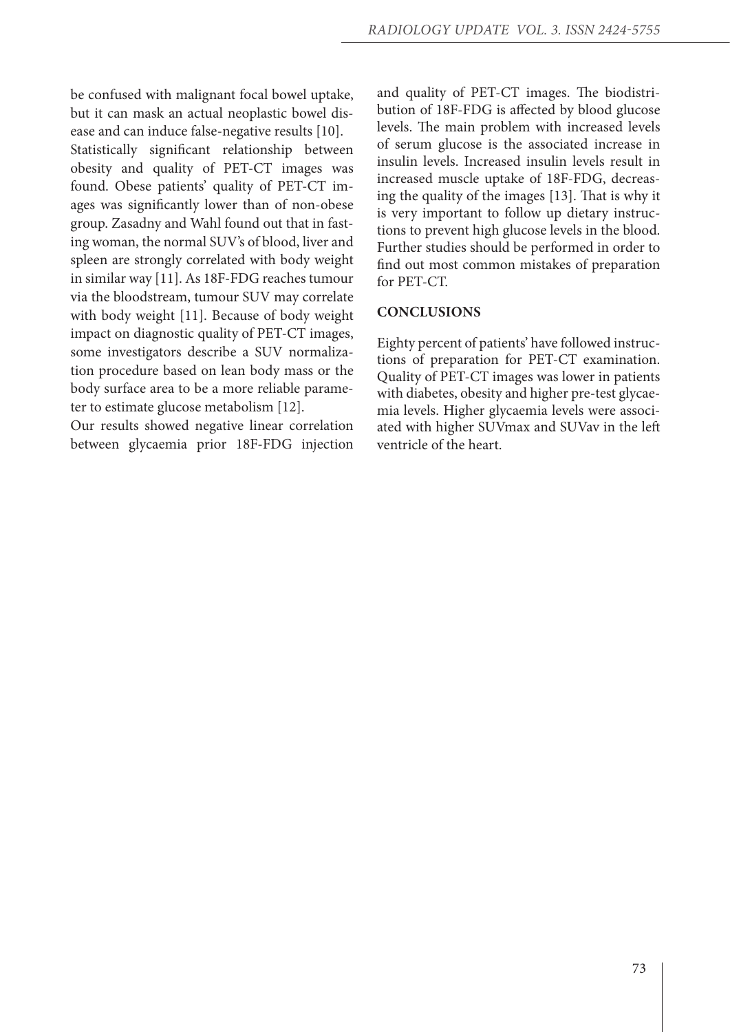be confused with malignant focal bowel uptake, but it can mask an actual neoplastic bowel disease and can induce false-negative results [10].

Statistically significant relationship between obesity and quality of PET-CT images was found. Obese patients' quality of PET-CT images was significantly lower than of non-obese group. Zasadny and Wahl found out that in fasting woman, the normal SUV's of blood, liver and spleen are strongly correlated with body weight in similar way [11]. As 18F-FDG reaches tumour via the bloodstream, tumour SUV may correlate with body weight [11]. Because of body weight impact on diagnostic quality of PET-CT images, some investigators describe a SUV normalization procedure based on lean body mass or the body surface area to be a more reliable parameter to estimate glucose metabolism [12].

Our results showed negative linear correlation between glycaemia prior 18F-FDG injection and quality of PET-CT images. The biodistribution of 18F-FDG is affected by blood glucose levels. The main problem with increased levels of serum glucose is the associated increase in insulin levels. Increased insulin levels result in increased muscle uptake of 18F-FDG, decreasing the quality of the images [13]. That is why it is very important to follow up dietary instructions to prevent high glucose levels in the blood. Further studies should be performed in order to find out most common mistakes of preparation for PET-CT.

## CONCLUSIONS

Eighty percent of patients' have followed instructions of preparation for PET-CT examination. Quality of PET-CT images was lower in patients with diabetes, obesity and higher pre-test glycaemia levels. Higher glycaemia levels were associated with higher SUVmax and SUVav in the left ventricle of the heart.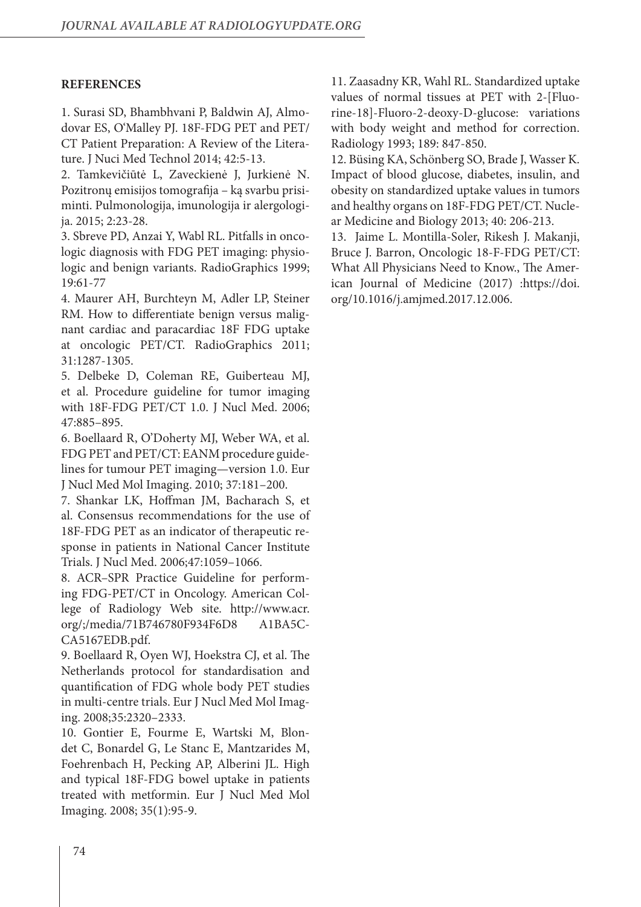**REFERENCES**

1. Surasi SD, Bhambhvani P, Baldwin AJ, Almodovar ES, O'Malley PJ. 18F-FDG PET and PET/CT Patient Preparation: A Review of the Literature. J Nuci Med Technol 2014; 42:5-13.
2. Tamkevičiūtė L, Zaveckienė J, Jurkienė N. Pozitronų emisijos tomografija – ką svarbu prisiminti. Pulmonologija, imunologija ir alergologija. 2015; 2:23-28.
3. Sbreve PD, Anzai Y, Wabl RL. Pitfalls in oncologic diagnosis with FDG PET imaging: physiologic and benign variants. RadioGraphics 1999; 19:61-77
4. Maurer AH, Burchteyn M, Adler LP, Steiner RM. How to differentiate benign versus malignant cardiac and paracardiac 18F FDG uptake at oncologic PET/CT. RadioGraphics 2011; 31:1287-1305.
5. Delbeke D, Coleman RE, Guiberteau MJ, et al. Procedure guideline for tumor imaging with 18F-FDG PET/CT 1.0. J Nucl Med. 2006; 47:885–895.
6. Boellaard R, O'Doherty MJ, Weber WA, et al. FDG PET and PET/CT: EANM procedure guidelines for tumour PET imaging—version 1.0. Eur J Nucl Med Mol Imaging. 2010; 37:181–200.
7. Shankar LK, Hoffman JM, Bacharach S, et al. Consensus recommendations for the use of 18F-FDG PET as an indicator of therapeutic response in patients in National Cancer Institute Trials. J Nucl Med. 2006;47:1059–1066.
8. ACR–SPR Practice Guideline for performing FDG-PET/CT in Oncology. American College of Radiology Web site. http://www.acr.org/;/media/71B746780F934F6D8 A1BA5C-CA5167EDB.pdf.
9. Boellaard R, Oyen WJ, Hoekstra CJ, et al. The Netherlands protocol for standardisation and quantification of FDG whole body PET studies in multi-centre trials. Eur J Nucl Med Mol Imaging. 2008;35:2320–2333.
10. Gontier E, Fourme E, Wartski M, Blondet C, Bonardel G, Le Stanc E, Mantzarides M, Foehrenbach H, Pecking AP, Alberini JL. High and typical 18F-FDG bowel uptake in patients treated with metformin. Eur J Nucl Med Mol Imaging. 2008; 35(1):95-9.
11. Zaasadny KR, Wahl RL. Standardized uptake values of normal tissues at PET with 2-[Fluorine-18]-Fluoro-2-deoxy-D-glucose: variations with body weight and method for correction. Radiology 1993; 189: 847-850.
12. Büsing KA, Schönberg SO, Brade J, Wasser K. Impact of blood glucose, diabetes, insulin, and obesity on standardized uptake values in tumors and healthy organs on 18F-FDG PET/CT. Nuclear Medicine and Biology 2013; 40: 206-213.
13. Jaime L. Montilla-Soler, Rikesh J. Makanji, Bruce J. Barron, Oncologic 18-F-FDG PET/CT: What All Physicians Need to Know., The American Journal of Medicine (2017) :https://doi.org/10.1016/j.amjmed.2017.12.006.